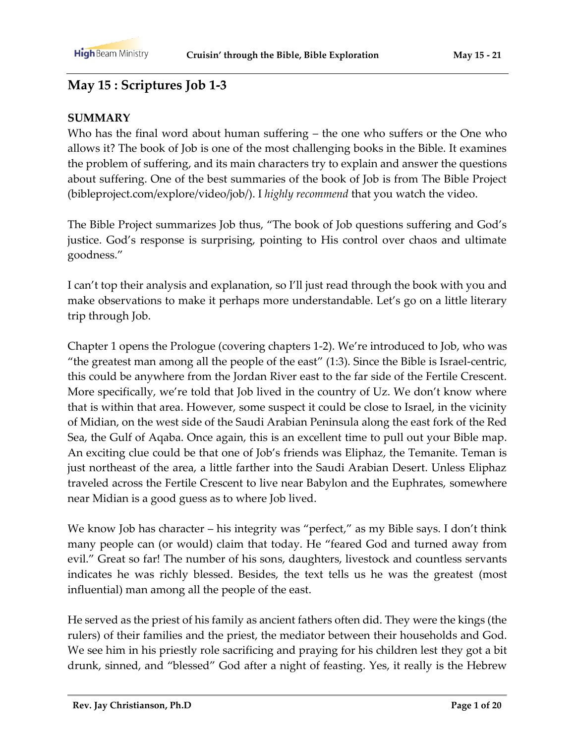## May 15 : Scriptures Job 1-3

**SUMMARY**

Who has the final word about human suffering – the one who suffers or the One who allows it? The book of Job is one of the most challenging books in the Bible. It examines the problem of suffering, and its main characters try to explain and answer the questions about suffering. One of the best summaries of the book of Job is from The Bible Project (bibleproject.com/explore/video/job/). I *highly recommend* that you watch the video.

The Bible Project summarizes Job thus, "The book of Job questions suffering and God's justice. God's response is surprising, pointing to His control over chaos and ultimate goodness."

I can't top their analysis and explanation, so I'll just read through the book with you and make observations to make it perhaps more understandable. Let's go on a little literary trip through Job.

Chapter 1 opens the Prologue (covering chapters 1-2). We're introduced to Job, who was "the greatest man among all the people of the east" (1:3). Since the Bible is Israel-centric, this could be anywhere from the Jordan River east to the far side of the Fertile Crescent. More specifically, we're told that Job lived in the country of Uz. We don't know where that is within that area. However, some suspect it could be close to Israel, in the vicinity of Midian, on the west side of the Saudi Arabian Peninsula along the east fork of the Red Sea, the Gulf of Aqaba. Once again, this is an excellent time to pull out your Bible map. An exciting clue could be that one of Job's friends was Eliphaz, the Temanite. Teman is just northeast of the area, a little farther into the Saudi Arabian Desert. Unless Eliphaz traveled across the Fertile Crescent to live near Babylon and the Euphrates, somewhere near Midian is a good guess as to where Job lived.

We know Job has character – his integrity was "perfect," as my Bible says. I don't think many people can (or would) claim that today. He "feared God and turned away from evil." Great so far! The number of his sons, daughters, livestock and countless servants indicates he was richly blessed. Besides, the text tells us he was the greatest (most influential) man among all the people of the east.

He served as the priest of his family as ancient fathers often did. They were the kings (the rulers) of their families and the priest, the mediator between their households and God. We see him in his priestly role sacrificing and praying for his children lest they got a bit drunk, sinned, and "blessed" God after a night of feasting. Yes, it really is the Hebrew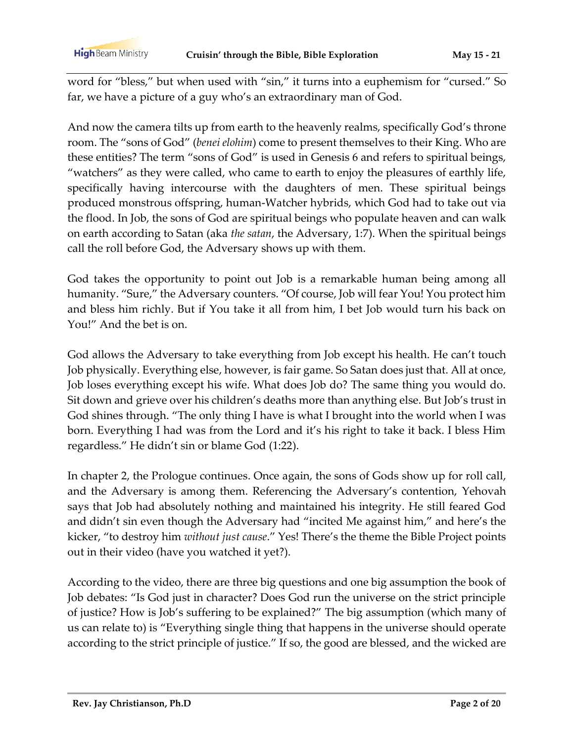word for "bless," but when used with "sin," it turns into a euphemism for "cursed." So far, we have a picture of a guy who's an extraordinary man of God.

And now the camera tilts up from earth to the heavenly realms, specifically God's throne room. The "sons of God" (*benei elohim*) come to present themselves to their King. Who are these entities? The term "sons of God" is used in Genesis 6 and refers to spiritual beings, "watchers" as they were called, who came to earth to enjoy the pleasures of earthly life, specifically having intercourse with the daughters of men. These spiritual beings produced monstrous offspring, human-Watcher hybrids, which God had to take out via the flood. In Job, the sons of God are spiritual beings who populate heaven and can walk on earth according to Satan (aka *the satan*, the Adversary, 1:7). When the spiritual beings call the roll before God, the Adversary shows up with them.

God takes the opportunity to point out Job is a remarkable human being among all humanity. "Sure," the Adversary counters. "Of course, Job will fear You! You protect him and bless him richly. But if You take it all from him, I bet Job would turn his back on You!" And the bet is on.

God allows the Adversary to take everything from Job except his health. He can't touch Job physically. Everything else, however, is fair game. So Satan does just that. All at once, Job loses everything except his wife. What does Job do? The same thing you would do. Sit down and grieve over his children's deaths more than anything else. But Job's trust in God shines through. "The only thing I have is what I brought into the world when I was born. Everything I had was from the Lord and it's his right to take it back. I bless Him regardless." He didn't sin or blame God (1:22).

In chapter 2, the Prologue continues. Once again, the sons of Gods show up for roll call, and the Adversary is among them. Referencing the Adversary's contention, Yehovah says that Job had absolutely nothing and maintained his integrity. He still feared God and didn't sin even though the Adversary had "incited Me against him," and here's the kicker, "to destroy him *without just cause*." Yes! There's the theme the Bible Project points out in their video (have you watched it yet?).

According to the video, there are three big questions and one big assumption the book of Job debates: "Is God just in character? Does God run the universe on the strict principle of justice? How is Job's suffering to be explained?" The big assumption (which many of us can relate to) is "Everything single thing that happens in the universe should operate according to the strict principle of justice." If so, the good are blessed, and the wicked are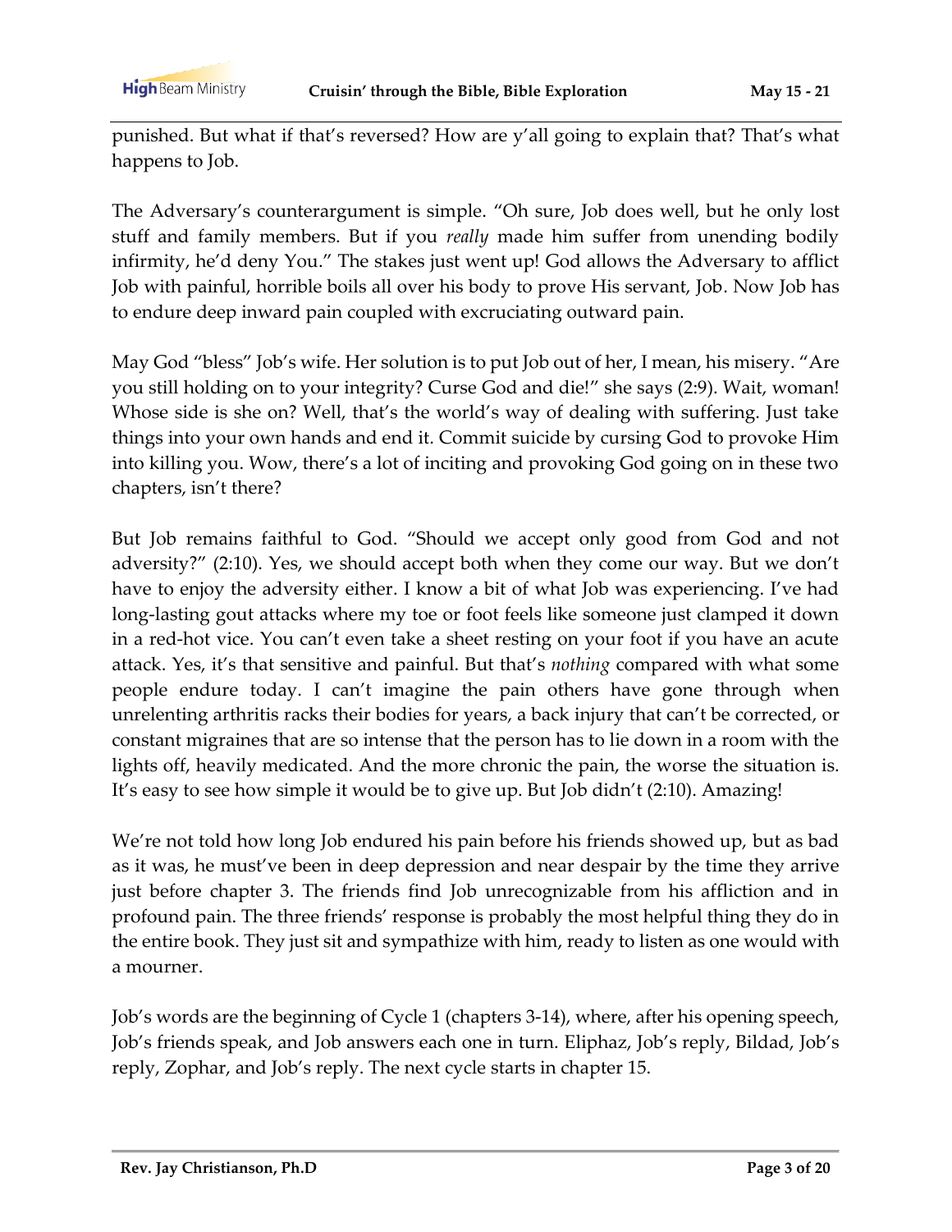punished. But what if that's reversed? How are y'all going to explain that? That's what happens to Job.

The Adversary's counterargument is simple. "Oh sure, Job does well, but he only lost stuff and family members. But if you *really* made him suffer from unending bodily infirmity, he'd deny You." The stakes just went up! God allows the Adversary to afflict Job with painful, horrible boils all over his body to prove His servant, Job. Now Job has to endure deep inward pain coupled with excruciating outward pain.

May God "bless" Job's wife. Her solution is to put Job out of her, I mean, his misery. "Are you still holding on to your integrity? Curse God and die!" she says (2:9). Wait, woman! Whose side is she on? Well, that's the world's way of dealing with suffering. Just take things into your own hands and end it. Commit suicide by cursing God to provoke Him into killing you. Wow, there's a lot of inciting and provoking God going on in these two chapters, isn't there?

But Job remains faithful to God. "Should we accept only good from God and not adversity?" (2:10). Yes, we should accept both when they come our way. But we don't have to enjoy the adversity either. I know a bit of what Job was experiencing. I've had long-lasting gout attacks where my toe or foot feels like someone just clamped it down in a red-hot vice. You can't even take a sheet resting on your foot if you have an acute attack. Yes, it's that sensitive and painful. But that's *nothing* compared with what some people endure today. I can't imagine the pain others have gone through when unrelenting arthritis racks their bodies for years, a back injury that can't be corrected, or constant migraines that are so intense that the person has to lie down in a room with the lights off, heavily medicated. And the more chronic the pain, the worse the situation is. It's easy to see how simple it would be to give up. But Job didn't (2:10). Amazing!

We're not told how long Job endured his pain before his friends showed up, but as bad as it was, he must've been in deep depression and near despair by the time they arrive just before chapter 3. The friends find Job unrecognizable from his affliction and in profound pain. The three friends' response is probably the most helpful thing they do in the entire book. They just sit and sympathize with him, ready to listen as one would with a mourner.

Job's words are the beginning of Cycle 1 (chapters 3-14), where, after his opening speech, Job's friends speak, and Job answers each one in turn. Eliphaz, Job's reply, Bildad, Job's reply, Zophar, and Job's reply. The next cycle starts in chapter 15.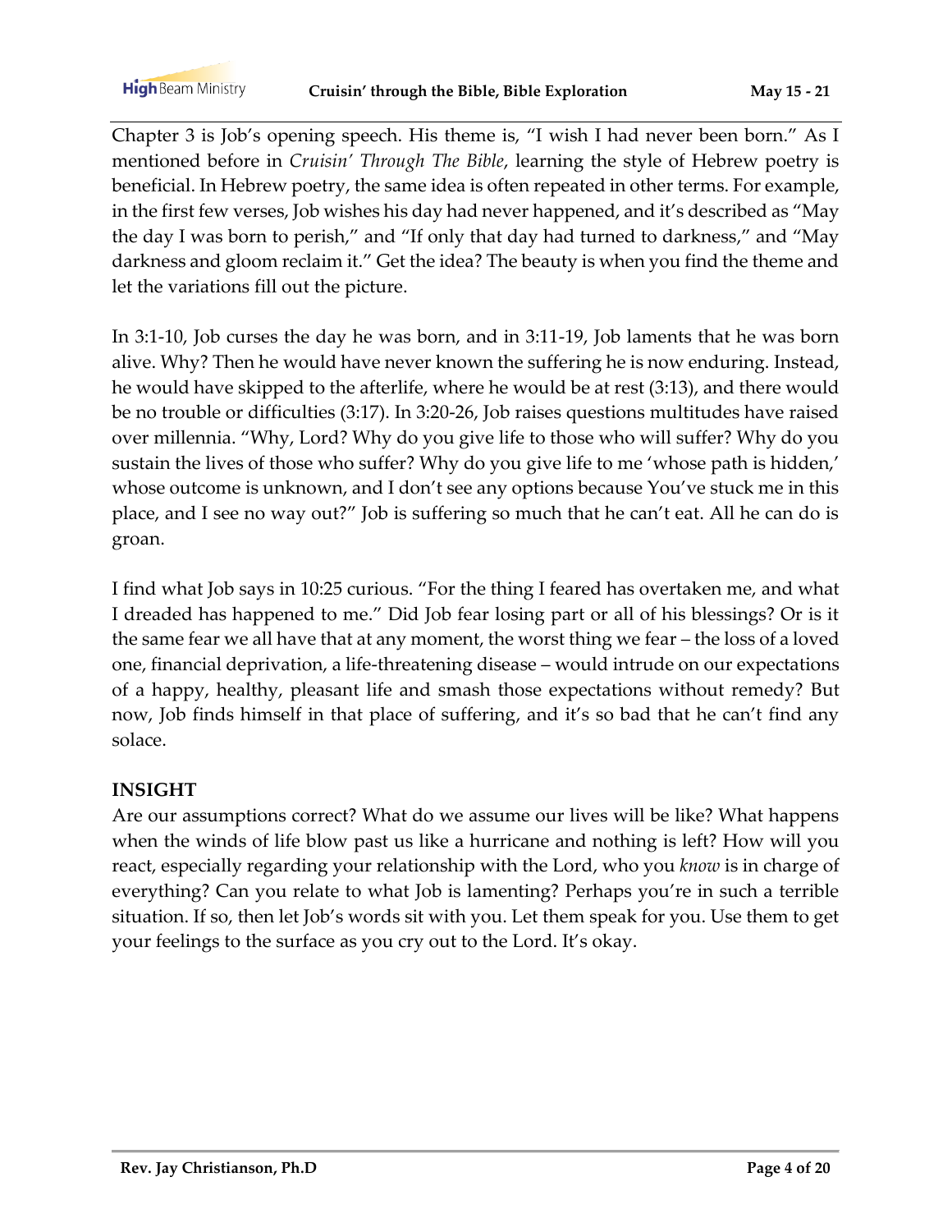Chapter 3 is Job's opening speech. His theme is, "I wish I had never been born." As I mentioned before in *Cruisin' Through The Bible*, learning the style of Hebrew poetry is beneficial. In Hebrew poetry, the same idea is often repeated in other terms. For example, in the first few verses, Job wishes his day had never happened, and it's described as "May the day I was born to perish," and "If only that day had turned to darkness," and "May darkness and gloom reclaim it." Get the idea? The beauty is when you find the theme and let the variations fill out the picture.

In 3:1-10, Job curses the day he was born, and in 3:11-19, Job laments that he was born alive. Why? Then he would have never known the suffering he is now enduring. Instead, he would have skipped to the afterlife, where he would be at rest (3:13), and there would be no trouble or difficulties (3:17). In 3:20-26, Job raises questions multitudes have raised over millennia. "Why, Lord? Why do you give life to those who will suffer? Why do you sustain the lives of those who suffer? Why do you give life to me 'whose path is hidden,' whose outcome is unknown, and I don't see any options because You've stuck me in this place, and I see no way out?" Job is suffering so much that he can't eat. All he can do is groan.

I find what Job says in 10:25 curious. "For the thing I feared has overtaken me, and what I dreaded has happened to me." Did Job fear losing part or all of his blessings? Or is it the same fear we all have that at any moment, the worst thing we fear – the loss of a loved one, financial deprivation, a life-threatening disease – would intrude on our expectations of a happy, healthy, pleasant life and smash those expectations without remedy? But now, Job finds himself in that place of suffering, and it's so bad that he can't find any solace.

**INSIGHT**

Are our assumptions correct? What do we assume our lives will be like? What happens when the winds of life blow past us like a hurricane and nothing is left? How will you react, especially regarding your relationship with the Lord, who you *know* is in charge of everything? Can you relate to what Job is lamenting? Perhaps you're in such a terrible situation. If so, then let Job's words sit with you. Let them speak for you. Use them to get your feelings to the surface as you cry out to the Lord. It's okay.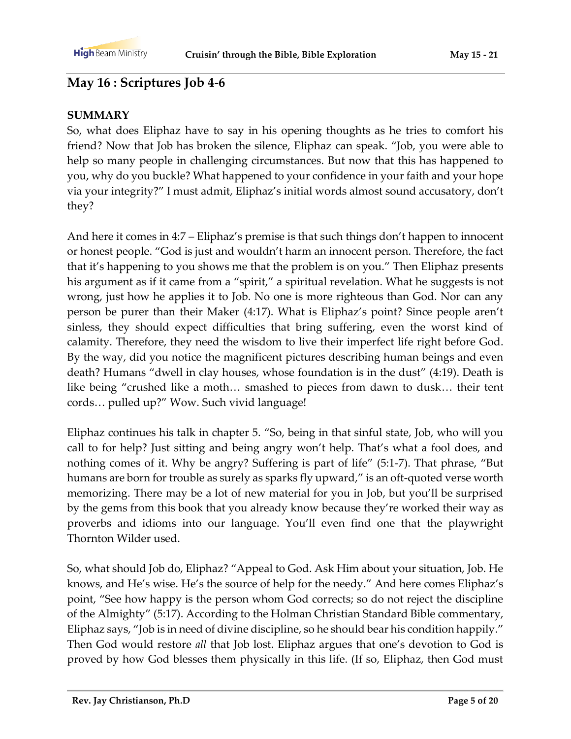## May 16 : Scriptures Job 4-6

**SUMMARY**

So, what does Eliphaz have to say in his opening thoughts as he tries to comfort his friend? Now that Job has broken the silence, Eliphaz can speak. "Job, you were able to help so many people in challenging circumstances. But now that this has happened to you, why do you buckle? What happened to your confidence in your faith and your hope via your integrity?" I must admit, Eliphaz's initial words almost sound accusatory, don't they?

And here it comes in 4:7 – Eliphaz's premise is that such things don't happen to innocent or honest people. "God is just and wouldn't harm an innocent person. Therefore, the fact that it's happening to you shows me that the problem is on you." Then Eliphaz presents his argument as if it came from a "spirit," a spiritual revelation. What he suggests is not wrong, just how he applies it to Job. No one is more righteous than God. Nor can any person be purer than their Maker (4:17). What is Eliphaz's point? Since people aren't sinless, they should expect difficulties that bring suffering, even the worst kind of calamity. Therefore, they need the wisdom to live their imperfect life right before God. By the way, did you notice the magnificent pictures describing human beings and even death? Humans "dwell in clay houses, whose foundation is in the dust" (4:19). Death is like being "crushed like a moth… smashed to pieces from dawn to dusk… their tent cords… pulled up?" Wow. Such vivid language!

Eliphaz continues his talk in chapter 5. "So, being in that sinful state, Job, who will you call to for help? Just sitting and being angry won't help. That's what a fool does, and nothing comes of it. Why be angry? Suffering is part of life" (5:1-7). That phrase, "But humans are born for trouble as surely as sparks fly upward," is an oft-quoted verse worth memorizing. There may be a lot of new material for you in Job, but you'll be surprised by the gems from this book that you already know because they're worked their way as proverbs and idioms into our language. You'll even find one that the playwright Thornton Wilder used.

So, what should Job do, Eliphaz? "Appeal to God. Ask Him about your situation, Job. He knows, and He's wise. He's the source of help for the needy." And here comes Eliphaz's point, "See how happy is the person whom God corrects; so do not reject the discipline of the Almighty" (5:17). According to the Holman Christian Standard Bible commentary, Eliphaz says, "Job is in need of divine discipline, so he should bear his condition happily." Then God would restore *all* that Job lost. Eliphaz argues that one's devotion to God is proved by how God blesses them physically in this life. (If so, Eliphaz, then God must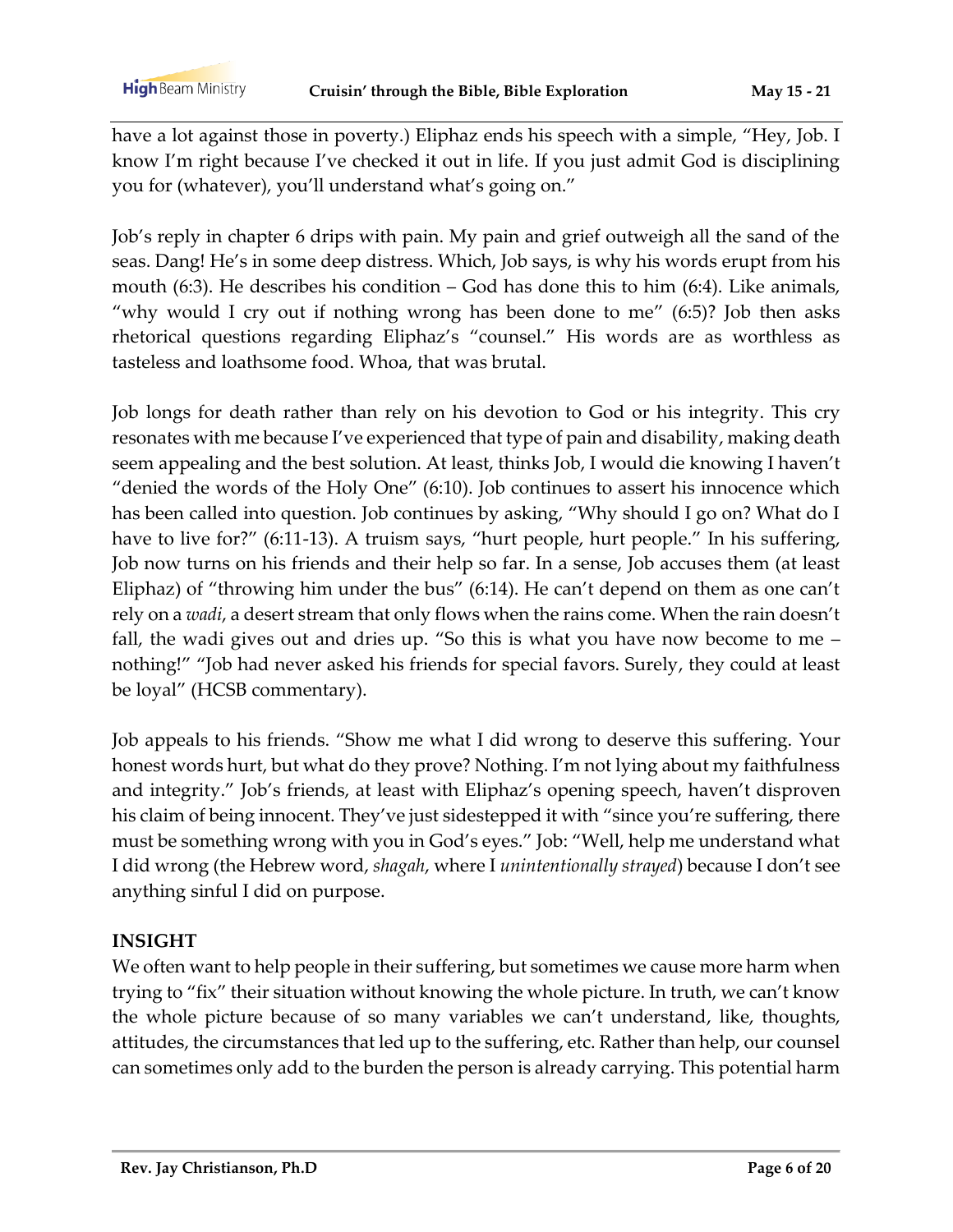have a lot against those in poverty.) Eliphaz ends his speech with a simple, "Hey, Job. I know I'm right because I've checked it out in life. If you just admit God is disciplining you for (whatever), you'll understand what's going on."

Job's reply in chapter 6 drips with pain. My pain and grief outweigh all the sand of the seas. Dang! He's in some deep distress. Which, Job says, is why his words erupt from his mouth (6:3). He describes his condition – God has done this to him (6:4). Like animals, "why would I cry out if nothing wrong has been done to me" (6:5)? Job then asks rhetorical questions regarding Eliphaz's "counsel." His words are as worthless as tasteless and loathsome food. Whoa, that was brutal.

Job longs for death rather than rely on his devotion to God or his integrity. This cry resonates with me because I've experienced that type of pain and disability, making death seem appealing and the best solution. At least, thinks Job, I would die knowing I haven't "denied the words of the Holy One" (6:10). Job continues to assert his innocence which has been called into question. Job continues by asking, "Why should I go on? What do I have to live for?" (6:11-13). A truism says, "hurt people, hurt people." In his suffering, Job now turns on his friends and their help so far. In a sense, Job accuses them (at least Eliphaz) of "throwing him under the bus" (6:14). He can't depend on them as one can't rely on a *wadi*, a desert stream that only flows when the rains come. When the rain doesn't fall, the wadi gives out and dries up. "So this is what you have now become to me – nothing!" "Job had never asked his friends for special favors. Surely, they could at least be loyal" (HCSB commentary).

Job appeals to his friends. "Show me what I did wrong to deserve this suffering. Your honest words hurt, but what do they prove? Nothing. I'm not lying about my faithfulness and integrity." Job's friends, at least with Eliphaz's opening speech, haven't disproven his claim of being innocent. They've just sidestepped it with "since you're suffering, there must be something wrong with you in God's eyes." Job: "Well, help me understand what I did wrong (the Hebrew word, *shagah*, where I *unintentionally strayed*) because I don't see anything sinful I did on purpose.

**INSIGHT**

We often want to help people in their suffering, but sometimes we cause more harm when trying to "fix" their situation without knowing the whole picture. In truth, we can't know the whole picture because of so many variables we can't understand, like, thoughts, attitudes, the circumstances that led up to the suffering, etc. Rather than help, our counsel can sometimes only add to the burden the person is already carrying. This potential harm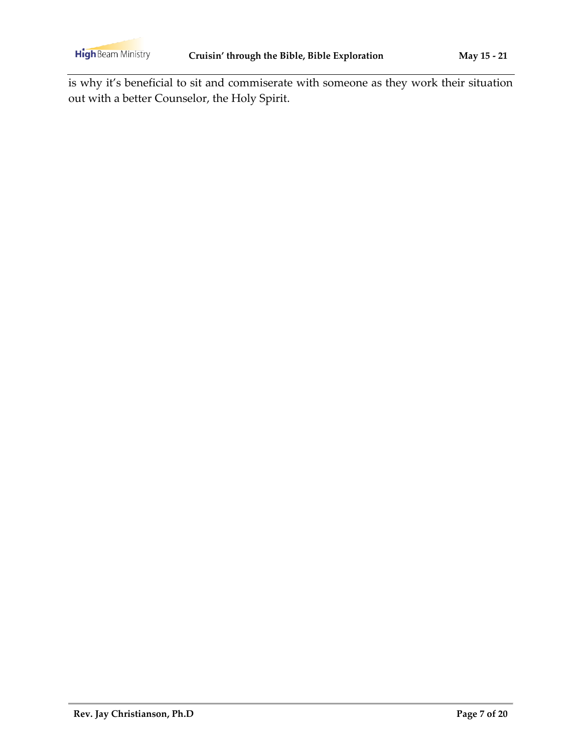is why it's beneficial to sit and commiserate with someone as they work their situation out with a better Counselor, the Holy Spirit.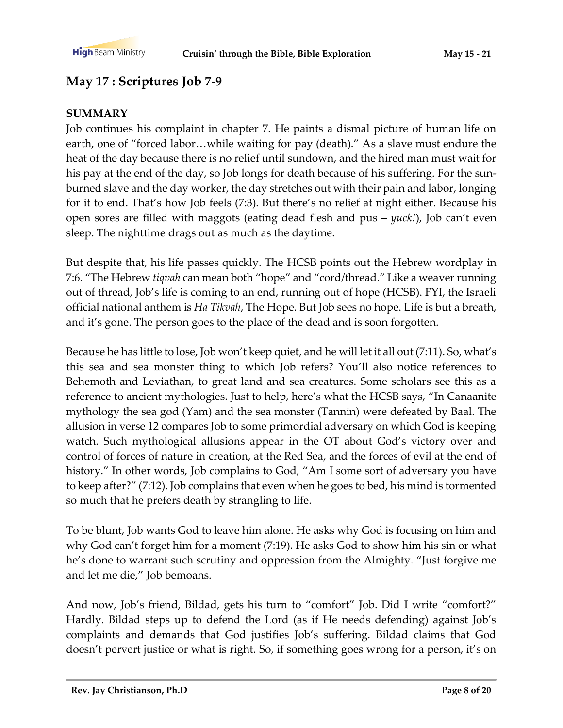## May 17 : Scriptures Job 7-9

**SUMMARY**

Job continues his complaint in chapter 7. He paints a dismal picture of human life on earth, one of "forced labor…while waiting for pay (death)." As a slave must endure the heat of the day because there is no relief until sundown, and the hired man must wait for his pay at the end of the day, so Job longs for death because of his suffering. For the sun-burned slave and the day worker, the day stretches out with their pain and labor, longing for it to end. That's how Job feels (7:3). But there's no relief at night either. Because his open sores are filled with maggots (eating dead flesh and pus – *yuck!*), Job can't even sleep. The nighttime drags out as much as the daytime.

But despite that, his life passes quickly. The HCSB points out the Hebrew wordplay in 7:6. "The Hebrew *tiqvah* can mean both "hope" and "cord/thread." Like a weaver running out of thread, Job's life is coming to an end, running out of hope (HCSB). FYI, the Israeli official national anthem is *Ha Tikvah*, The Hope. But Job sees no hope. Life is but a breath, and it's gone. The person goes to the place of the dead and is soon forgotten.

Because he has little to lose, Job won't keep quiet, and he will let it all out (7:11). So, what's this sea and sea monster thing to which Job refers? You'll also notice references to Behemoth and Leviathan, to great land and sea creatures. Some scholars see this as a reference to ancient mythologies. Just to help, here's what the HCSB says, "In Canaanite mythology the sea god (Yam) and the sea monster (Tannin) were defeated by Baal. The allusion in verse 12 compares Job to some primordial adversary on which God is keeping watch. Such mythological allusions appear in the OT about God's victory over and control of forces of nature in creation, at the Red Sea, and the forces of evil at the end of history." In other words, Job complains to God, "Am I some sort of adversary you have to keep after?" (7:12). Job complains that even when he goes to bed, his mind is tormented so much that he prefers death by strangling to life.

To be blunt, Job wants God to leave him alone. He asks why God is focusing on him and why God can't forget him for a moment (7:19). He asks God to show him his sin or what he's done to warrant such scrutiny and oppression from the Almighty. "Just forgive me and let me die," Job bemoans.

And now, Job's friend, Bildad, gets his turn to "comfort" Job. Did I write "comfort?" Hardly. Bildad steps up to defend the Lord (as if He needs defending) against Job's complaints and demands that God justifies Job's suffering. Bildad claims that God doesn't pervert justice or what is right. So, if something goes wrong for a person, it's on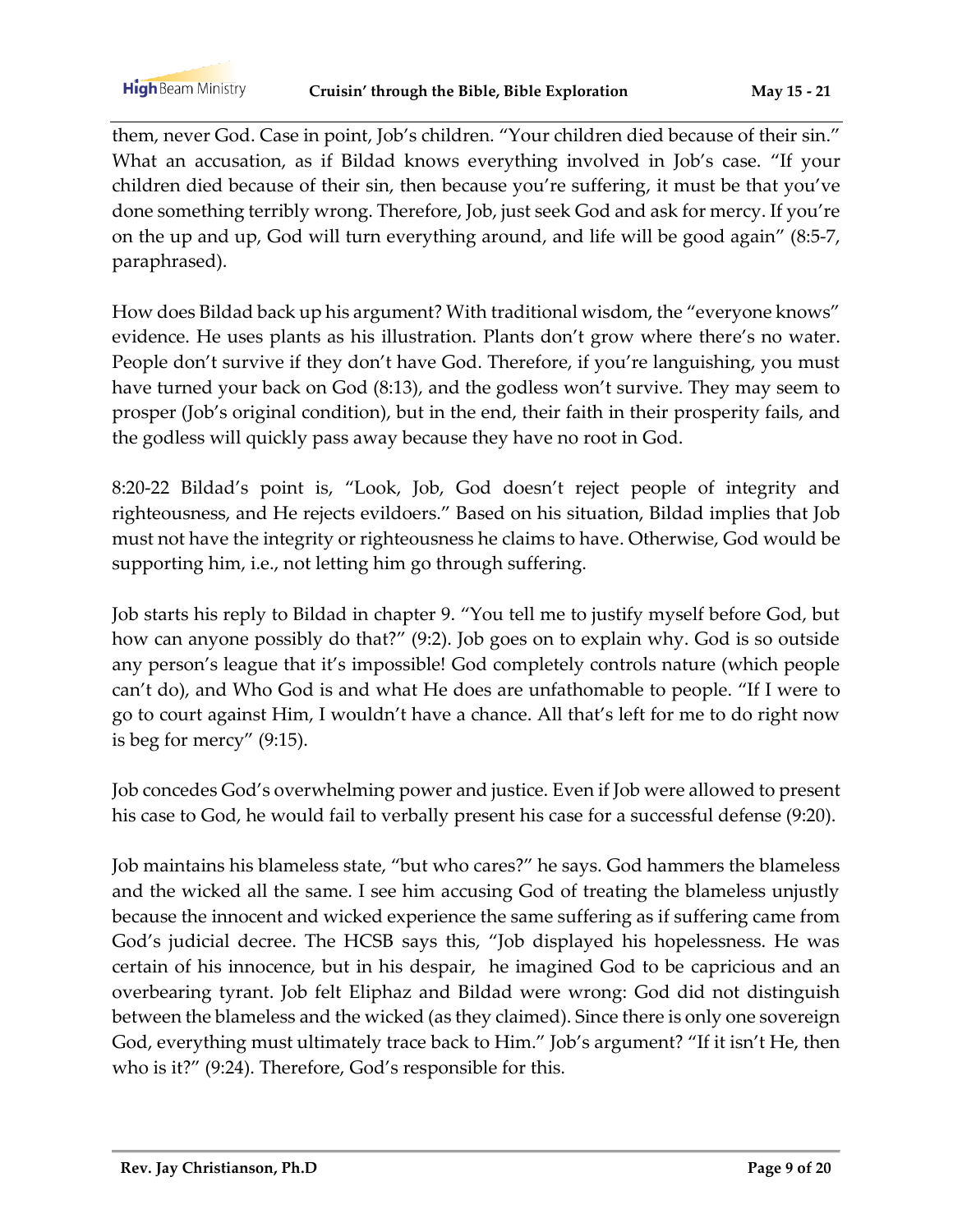them, never God. Case in point, Job's children. "Your children died because of their sin." What an accusation, as if Bildad knows everything involved in Job's case. "If your children died because of their sin, then because you're suffering, it must be that you've done something terribly wrong. Therefore, Job, just seek God and ask for mercy. If you're on the up and up, God will turn everything around, and life will be good again" (8:5-7, paraphrased).

How does Bildad back up his argument? With traditional wisdom, the "everyone knows" evidence. He uses plants as his illustration. Plants don't grow where there's no water. People don't survive if they don't have God. Therefore, if you're languishing, you must have turned your back on God (8:13), and the godless won't survive. They may seem to prosper (Job's original condition), but in the end, their faith in their prosperity fails, and the godless will quickly pass away because they have no root in God.

8:20-22 Bildad's point is, "Look, Job, God doesn't reject people of integrity and righteousness, and He rejects evildoers." Based on his situation, Bildad implies that Job must not have the integrity or righteousness he claims to have. Otherwise, God would be supporting him, i.e., not letting him go through suffering.

Job starts his reply to Bildad in chapter 9. "You tell me to justify myself before God, but how can anyone possibly do that?" (9:2). Job goes on to explain why. God is so outside any person's league that it's impossible! God completely controls nature (which people can't do), and Who God is and what He does are unfathomable to people. "If I were to go to court against Him, I wouldn't have a chance. All that's left for me to do right now is beg for mercy" (9:15).

Job concedes God's overwhelming power and justice. Even if Job were allowed to present his case to God, he would fail to verbally present his case for a successful defense (9:20).

Job maintains his blameless state, "but who cares?" he says. God hammers the blameless and the wicked all the same. I see him accusing God of treating the blameless unjustly because the innocent and wicked experience the same suffering as if suffering came from God's judicial decree. The HCSB says this, "Job displayed his hopelessness. He was certain of his innocence, but in his despair, he imagined God to be capricious and an overbearing tyrant. Job felt Eliphaz and Bildad were wrong: God did not distinguish between the blameless and the wicked (as they claimed). Since there is only one sovereign God, everything must ultimately trace back to Him." Job's argument? "If it isn't He, then who is it?" (9:24). Therefore, God's responsible for this.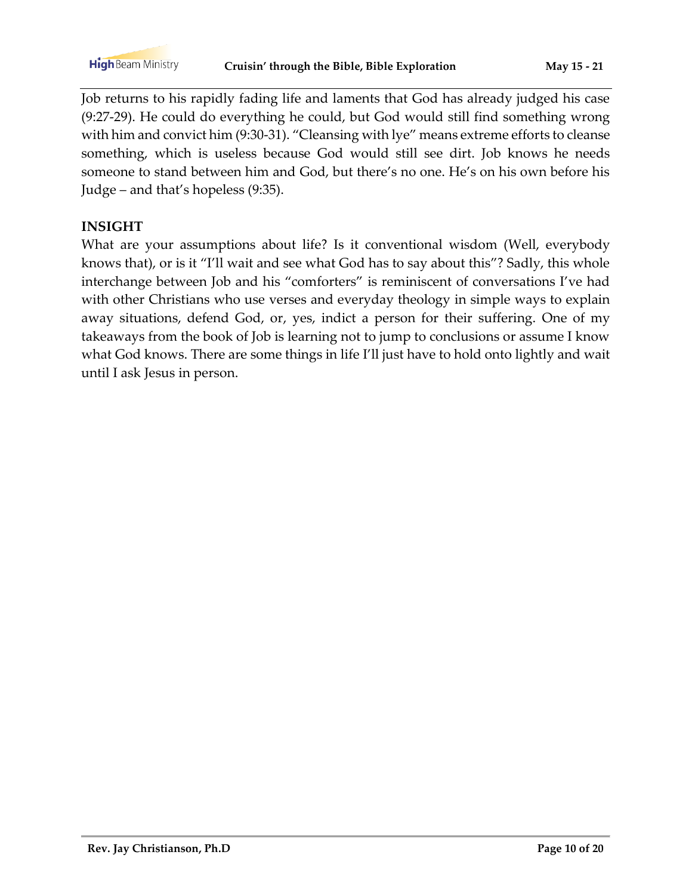Job returns to his rapidly fading life and laments that God has already judged his case (9:27-29). He could do everything he could, but God would still find something wrong with him and convict him (9:30-31). "Cleansing with lye" means extreme efforts to cleanse something, which is useless because God would still see dirt. Job knows he needs someone to stand between him and God, but there's no one. He's on his own before his Judge – and that's hopeless (9:35).

**INSIGHT**

What are your assumptions about life? Is it conventional wisdom (Well, everybody knows that), or is it "I'll wait and see what God has to say about this"? Sadly, this whole interchange between Job and his "comforters" is reminiscent of conversations I've had with other Christians who use verses and everyday theology in simple ways to explain away situations, defend God, or, yes, indict a person for their suffering. One of my takeaways from the book of Job is learning not to jump to conclusions or assume I know what God knows. There are some things in life I'll just have to hold onto lightly and wait until I ask Jesus in person.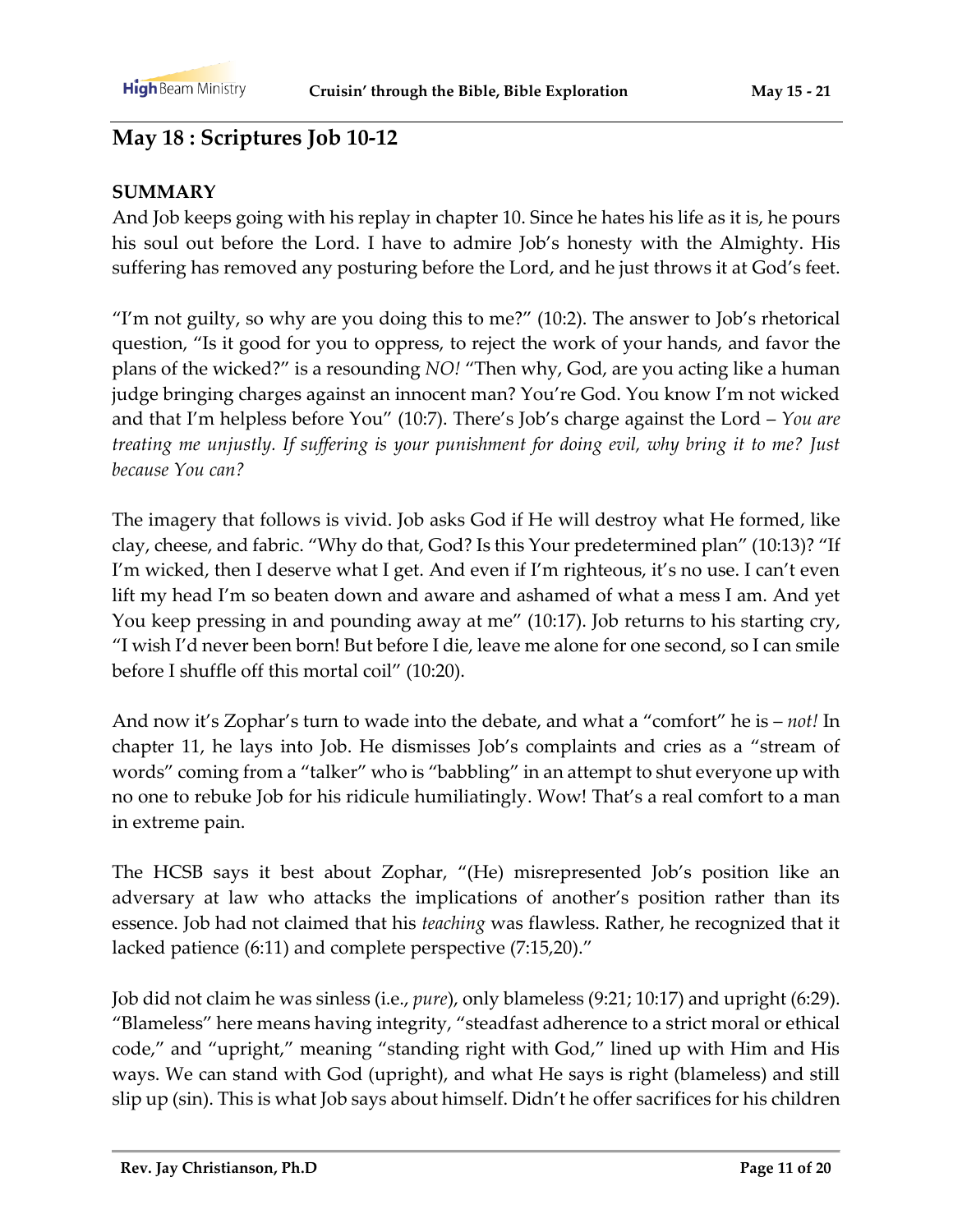## May 18 : Scriptures Job 10-12

**SUMMARY**

And Job keeps going with his replay in chapter 10. Since he hates his life as it is, he pours his soul out before the Lord. I have to admire Job's honesty with the Almighty. His suffering has removed any posturing before the Lord, and he just throws it at God's feet.

"I'm not guilty, so why are you doing this to me?" (10:2). The answer to Job's rhetorical question, "Is it good for you to oppress, to reject the work of your hands, and favor the plans of the wicked?" is a resounding *NO!* "Then why, God, are you acting like a human judge bringing charges against an innocent man? You're God. You know I'm not wicked and that I'm helpless before You" (10:7). There's Job's charge against the Lord – *You are treating me unjustly. If suffering is your punishment for doing evil, why bring it to me? Just because You can?*

The imagery that follows is vivid. Job asks God if He will destroy what He formed, like clay, cheese, and fabric. "Why do that, God? Is this Your predetermined plan" (10:13)? "If I'm wicked, then I deserve what I get. And even if I'm righteous, it's no use. I can't even lift my head I'm so beaten down and aware and ashamed of what a mess I am. And yet You keep pressing in and pounding away at me" (10:17). Job returns to his starting cry, "I wish I'd never been born! But before I die, leave me alone for one second, so I can smile before I shuffle off this mortal coil" (10:20).

And now it's Zophar's turn to wade into the debate, and what a "comfort" he is – *not!* In chapter 11, he lays into Job. He dismisses Job's complaints and cries as a "stream of words" coming from a "talker" who is "babbling" in an attempt to shut everyone up with no one to rebuke Job for his ridicule humiliatingly. Wow! That's a real comfort to a man in extreme pain.

The HCSB says it best about Zophar, "(He) misrepresented Job's position like an adversary at law who attacks the implications of another's position rather than its essence. Job had not claimed that his *teaching* was flawless. Rather, he recognized that it lacked patience (6:11) and complete perspective (7:15,20)."

Job did not claim he was sinless (i.e., *pure*), only blameless (9:21; 10:17) and upright (6:29). "Blameless" here means having integrity, "steadfast adherence to a strict moral or ethical code," and "upright," meaning "standing right with God," lined up with Him and His ways. We can stand with God (upright), and what He says is right (blameless) and still slip up (sin). This is what Job says about himself. Didn't he offer sacrifices for his children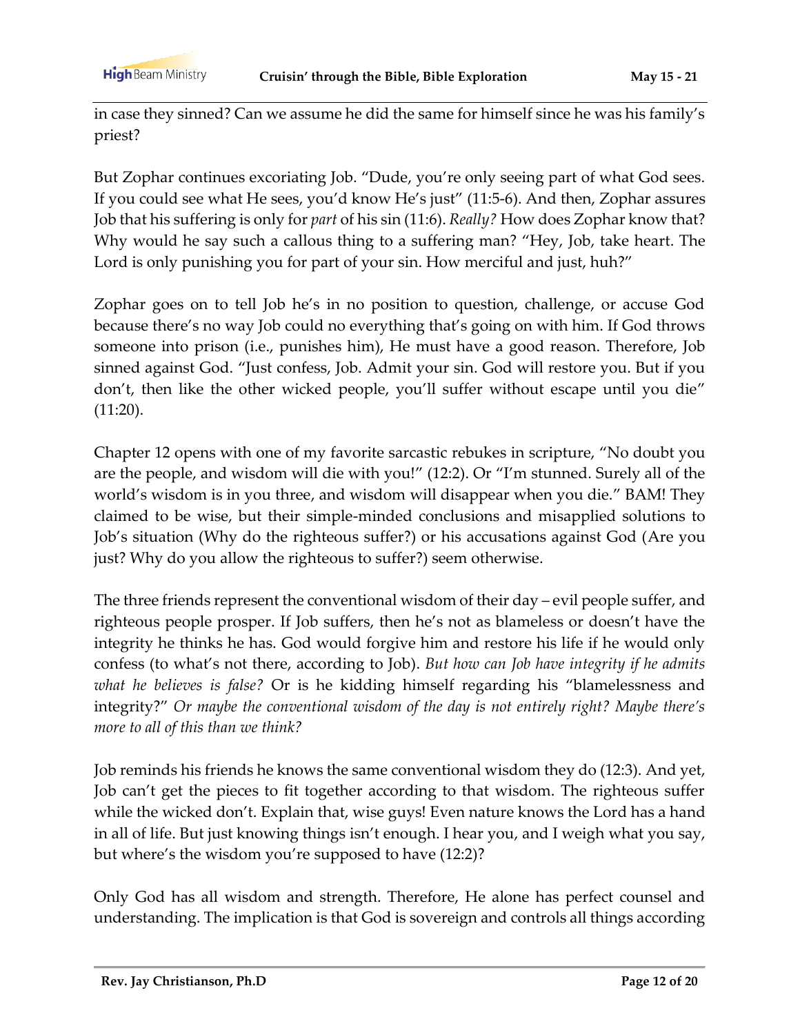in case they sinned? Can we assume he did the same for himself since he was his family's priest?

But Zophar continues excoriating Job. "Dude, you're only seeing part of what God sees. If you could see what He sees, you'd know He's just" (11:5-6). And then, Zophar assures Job that his suffering is only for *part* of his sin (11:6). *Really?* How does Zophar know that? Why would he say such a callous thing to a suffering man? "Hey, Job, take heart. The Lord is only punishing you for part of your sin. How merciful and just, huh?"

Zophar goes on to tell Job he's in no position to question, challenge, or accuse God because there's no way Job could no everything that's going on with him. If God throws someone into prison (i.e., punishes him), He must have a good reason. Therefore, Job sinned against God. "Just confess, Job. Admit your sin. God will restore you. But if you don't, then like the other wicked people, you'll suffer without escape until you die" (11:20).

Chapter 12 opens with one of my favorite sarcastic rebukes in scripture, "No doubt you are the people, and wisdom will die with you!" (12:2). Or "I'm stunned. Surely all of the world's wisdom is in you three, and wisdom will disappear when you die." BAM! They claimed to be wise, but their simple-minded conclusions and misapplied solutions to Job's situation (Why do the righteous suffer?) or his accusations against God (Are you just? Why do you allow the righteous to suffer?) seem otherwise.

The three friends represent the conventional wisdom of their day – evil people suffer, and righteous people prosper. If Job suffers, then he's not as blameless or doesn't have the integrity he thinks he has. God would forgive him and restore his life if he would only confess (to what's not there, according to Job). *But how can Job have integrity if he admits what he believes is false?* Or is he kidding himself regarding his "blamelessness and integrity?" *Or maybe the conventional wisdom of the day is not entirely right? Maybe there's more to all of this than we think?*

Job reminds his friends he knows the same conventional wisdom they do (12:3). And yet, Job can't get the pieces to fit together according to that wisdom. The righteous suffer while the wicked don't. Explain that, wise guys! Even nature knows the Lord has a hand in all of life. But just knowing things isn't enough. I hear you, and I weigh what you say, but where's the wisdom you're supposed to have (12:2)?

Only God has all wisdom and strength. Therefore, He alone has perfect counsel and understanding. The implication is that God is sovereign and controls all things according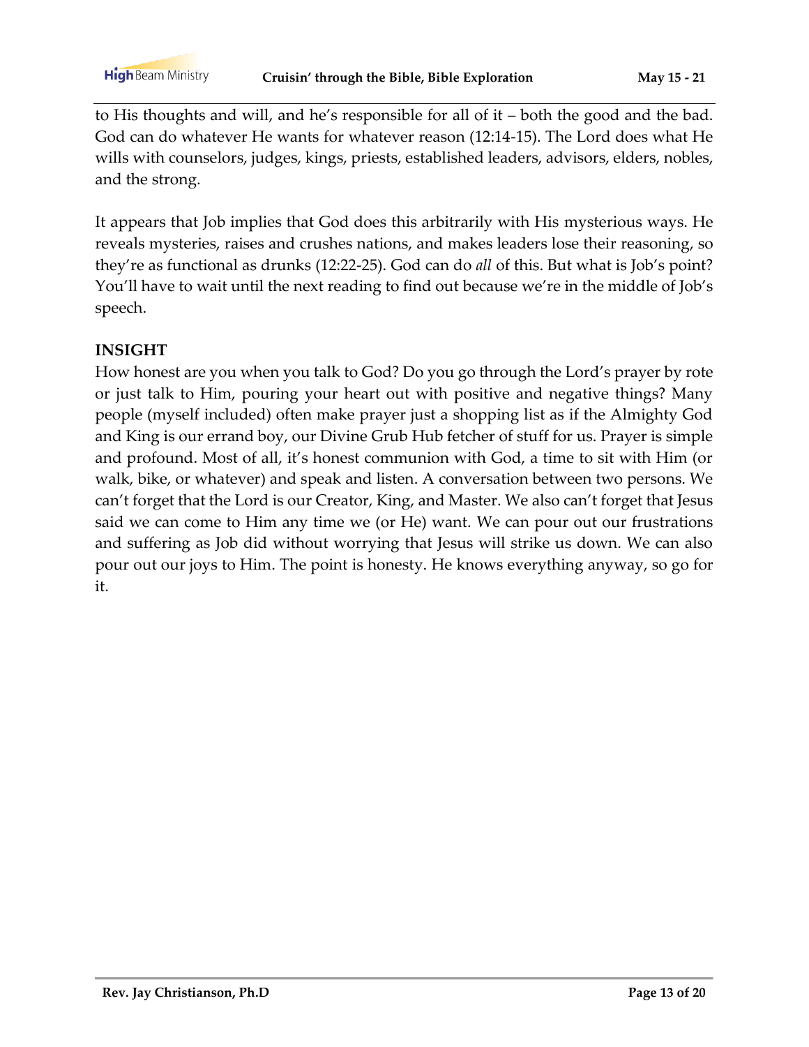to His thoughts and will, and he's responsible for all of it – both the good and the bad. God can do whatever He wants for whatever reason (12:14-15). The Lord does what He wills with counselors, judges, kings, priests, established leaders, advisors, elders, nobles, and the strong.

It appears that Job implies that God does this arbitrarily with His mysterious ways. He reveals mysteries, raises and crushes nations, and makes leaders lose their reasoning, so they're as functional as drunks (12:22-25). God can do *all* of this. But what is Job's point? You'll have to wait until the next reading to find out because we're in the middle of Job's speech.

**INSIGHT**

How honest are you when you talk to God? Do you go through the Lord's prayer by rote or just talk to Him, pouring your heart out with positive and negative things? Many people (myself included) often make prayer just a shopping list as if the Almighty God and King is our errand boy, our Divine Grub Hub fetcher of stuff for us. Prayer is simple and profound. Most of all, it's honest communion with God, a time to sit with Him (or walk, bike, or whatever) and speak and listen. A conversation between two persons. We can't forget that the Lord is our Creator, King, and Master. We also can't forget that Jesus said we can come to Him any time we (or He) want. We can pour out our frustrations and suffering as Job did without worrying that Jesus will strike us down. We can also pour out our joys to Him. The point is honesty. He knows everything anyway, so go for it.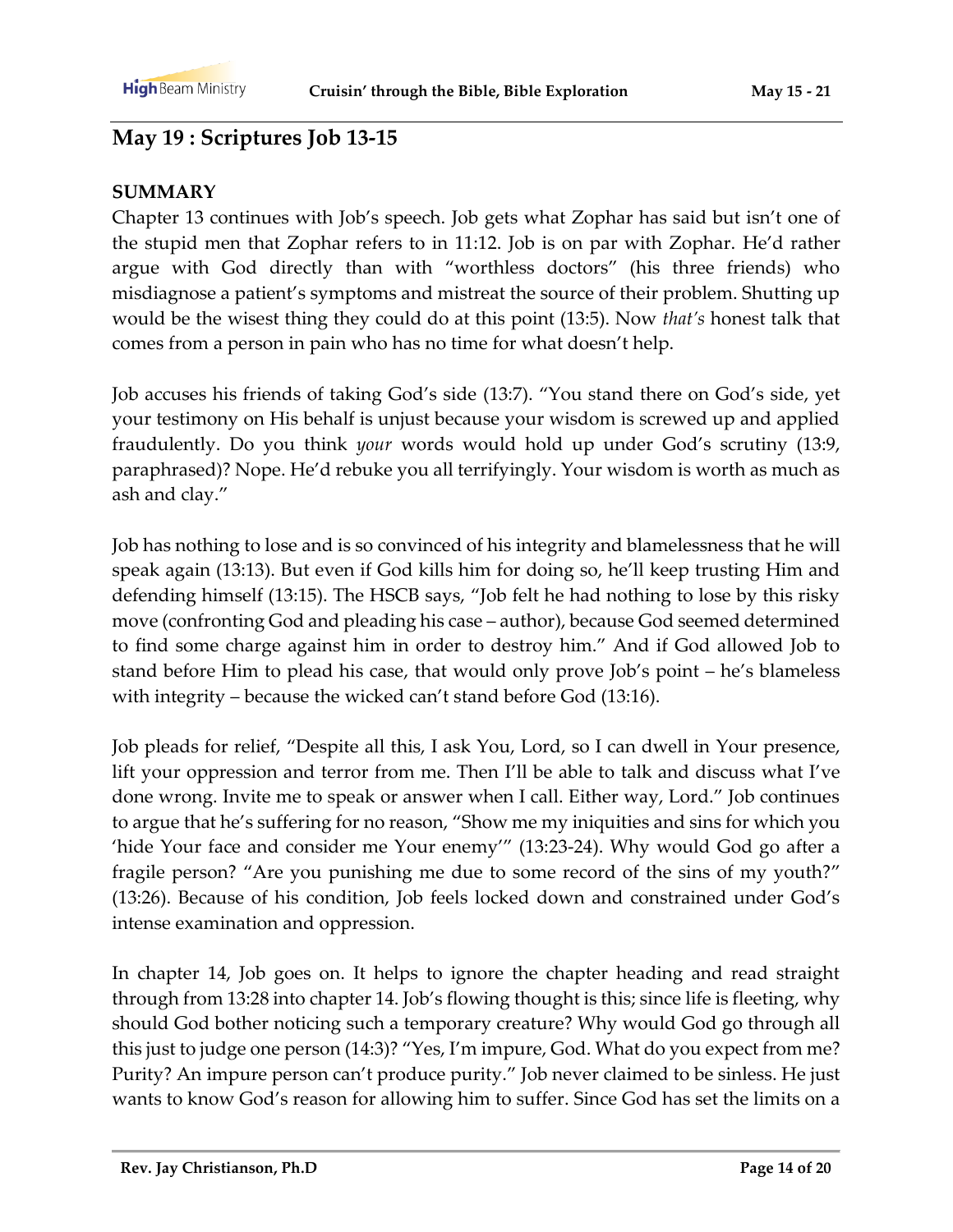## May 19 : Scriptures Job 13-15

**SUMMARY**

Chapter 13 continues with Job's speech. Job gets what Zophar has said but isn't one of the stupid men that Zophar refers to in 11:12. Job is on par with Zophar. He'd rather argue with God directly than with "worthless doctors" (his three friends) who misdiagnose a patient's symptoms and mistreat the source of their problem. Shutting up would be the wisest thing they could do at this point (13:5). Now *that's* honest talk that comes from a person in pain who has no time for what doesn't help.

Job accuses his friends of taking God's side (13:7). "You stand there on God's side, yet your testimony on His behalf is unjust because your wisdom is screwed up and applied fraudulently. Do you think *your* words would hold up under God's scrutiny (13:9, paraphrased)? Nope. He'd rebuke you all terrifyingly. Your wisdom is worth as much as ash and clay."

Job has nothing to lose and is so convinced of his integrity and blamelessness that he will speak again (13:13). But even if God kills him for doing so, he'll keep trusting Him and defending himself (13:15). The HSCB says, "Job felt he had nothing to lose by this risky move (confronting God and pleading his case – author), because God seemed determined to find some charge against him in order to destroy him." And if God allowed Job to stand before Him to plead his case, that would only prove Job's point – he's blameless with integrity – because the wicked can't stand before God (13:16).

Job pleads for relief, "Despite all this, I ask You, Lord, so I can dwell in Your presence, lift your oppression and terror from me. Then I'll be able to talk and discuss what I've done wrong. Invite me to speak or answer when I call. Either way, Lord." Job continues to argue that he's suffering for no reason, "Show me my iniquities and sins for which you 'hide Your face and consider me Your enemy'" (13:23-24). Why would God go after a fragile person? "Are you punishing me due to some record of the sins of my youth?" (13:26). Because of his condition, Job feels locked down and constrained under God's intense examination and oppression.

In chapter 14, Job goes on. It helps to ignore the chapter heading and read straight through from 13:28 into chapter 14. Job's flowing thought is this; since life is fleeting, why should God bother noticing such a temporary creature? Why would God go through all this just to judge one person (14:3)? "Yes, I'm impure, God. What do you expect from me? Purity? An impure person can't produce purity." Job never claimed to be sinless. He just wants to know God's reason for allowing him to suffer. Since God has set the limits on a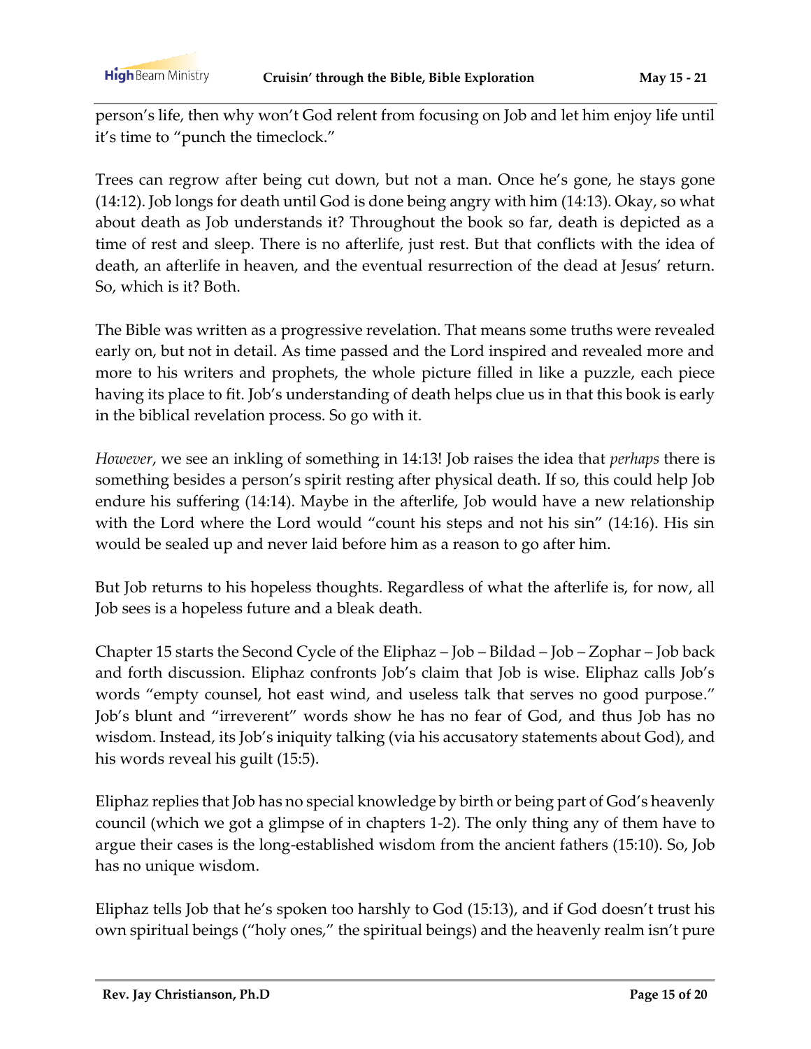person's life, then why won't God relent from focusing on Job and let him enjoy life until it's time to "punch the timeclock."

Trees can regrow after being cut down, but not a man. Once he's gone, he stays gone (14:12). Job longs for death until God is done being angry with him (14:13). Okay, so what about death as Job understands it? Throughout the book so far, death is depicted as a time of rest and sleep. There is no afterlife, just rest. But that conflicts with the idea of death, an afterlife in heaven, and the eventual resurrection of the dead at Jesus' return. So, which is it? Both.

The Bible was written as a progressive revelation. That means some truths were revealed early on, but not in detail. As time passed and the Lord inspired and revealed more and more to his writers and prophets, the whole picture filled in like a puzzle, each piece having its place to fit. Job's understanding of death helps clue us in that this book is early in the biblical revelation process. So go with it.

*However*, we see an inkling of something in 14:13! Job raises the idea that *perhaps* there is something besides a person's spirit resting after physical death. If so, this could help Job endure his suffering (14:14). Maybe in the afterlife, Job would have a new relationship with the Lord where the Lord would "count his steps and not his sin" (14:16). His sin would be sealed up and never laid before him as a reason to go after him.

But Job returns to his hopeless thoughts. Regardless of what the afterlife is, for now, all Job sees is a hopeless future and a bleak death.

Chapter 15 starts the Second Cycle of the Eliphaz – Job – Bildad – Job – Zophar – Job back and forth discussion. Eliphaz confronts Job's claim that Job is wise. Eliphaz calls Job's words "empty counsel, hot east wind, and useless talk that serves no good purpose." Job's blunt and "irreverent" words show he has no fear of God, and thus Job has no wisdom. Instead, its Job's iniquity talking (via his accusatory statements about God), and his words reveal his guilt (15:5).

Eliphaz replies that Job has no special knowledge by birth or being part of God's heavenly council (which we got a glimpse of in chapters 1-2). The only thing any of them have to argue their cases is the long-established wisdom from the ancient fathers (15:10). So, Job has no unique wisdom.

Eliphaz tells Job that he's spoken too harshly to God (15:13), and if God doesn't trust his own spiritual beings ("holy ones," the spiritual beings) and the heavenly realm isn't pure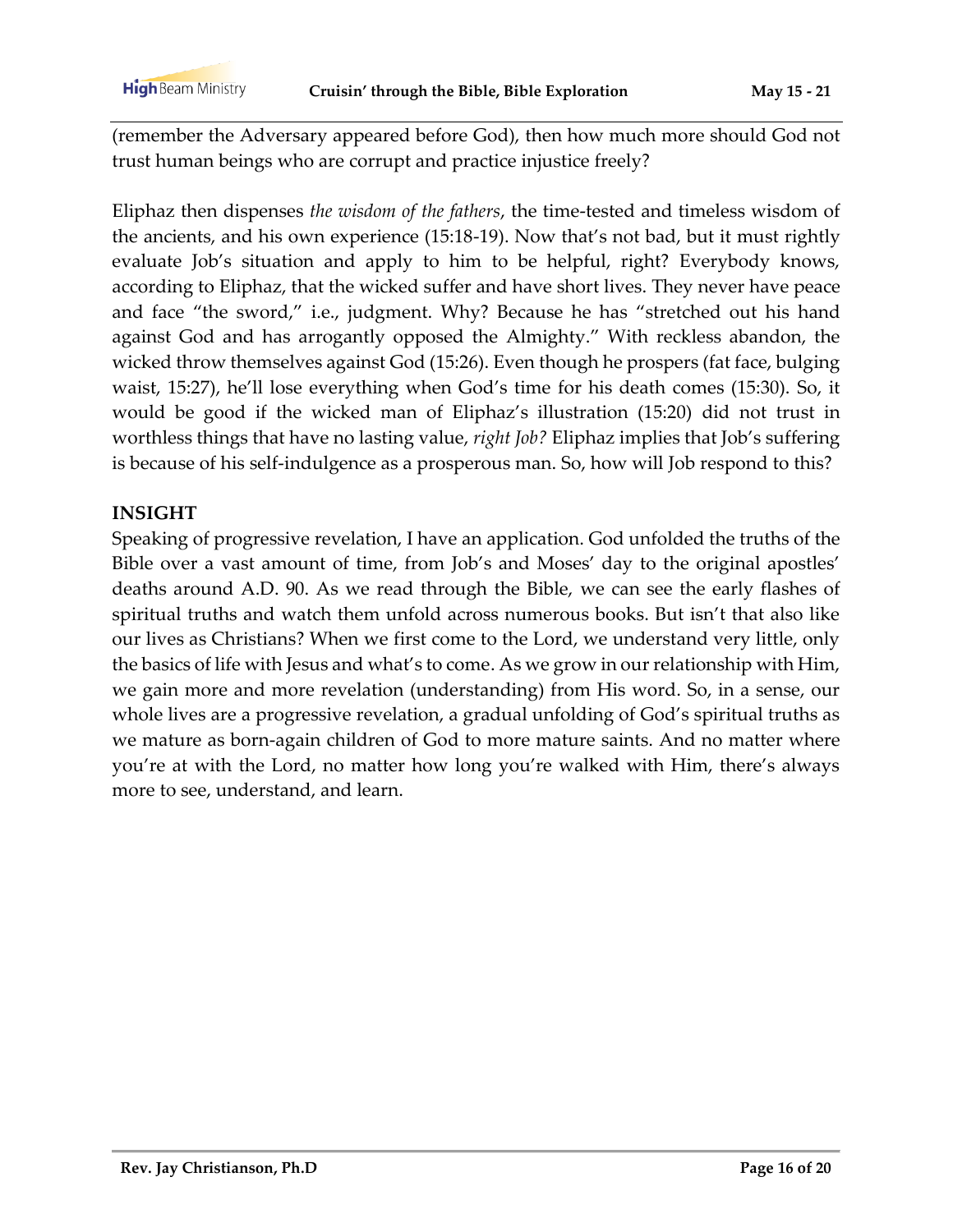(remember the Adversary appeared before God), then how much more should God not trust human beings who are corrupt and practice injustice freely?

Eliphaz then dispenses *the wisdom of the fathers*, the time-tested and timeless wisdom of the ancients, and his own experience (15:18-19). Now that's not bad, but it must rightly evaluate Job's situation and apply to him to be helpful, right? Everybody knows, according to Eliphaz, that the wicked suffer and have short lives. They never have peace and face "the sword," i.e., judgment. Why? Because he has "stretched out his hand against God and has arrogantly opposed the Almighty." With reckless abandon, the wicked throw themselves against God (15:26). Even though he prospers (fat face, bulging waist, 15:27), he'll lose everything when God's time for his death comes (15:30). So, it would be good if the wicked man of Eliphaz's illustration (15:20) did not trust in worthless things that have no lasting value, *right Job?* Eliphaz implies that Job's suffering is because of his self-indulgence as a prosperous man. So, how will Job respond to this?

**INSIGHT**

Speaking of progressive revelation, I have an application. God unfolded the truths of the Bible over a vast amount of time, from Job's and Moses' day to the original apostles' deaths around A.D. 90. As we read through the Bible, we can see the early flashes of spiritual truths and watch them unfold across numerous books. But isn't that also like our lives as Christians? When we first come to the Lord, we understand very little, only the basics of life with Jesus and what's to come. As we grow in our relationship with Him, we gain more and more revelation (understanding) from His word. So, in a sense, our whole lives are a progressive revelation, a gradual unfolding of God's spiritual truths as we mature as born-again children of God to more mature saints. And no matter where you're at with the Lord, no matter how long you're walked with Him, there's always more to see, understand, and learn.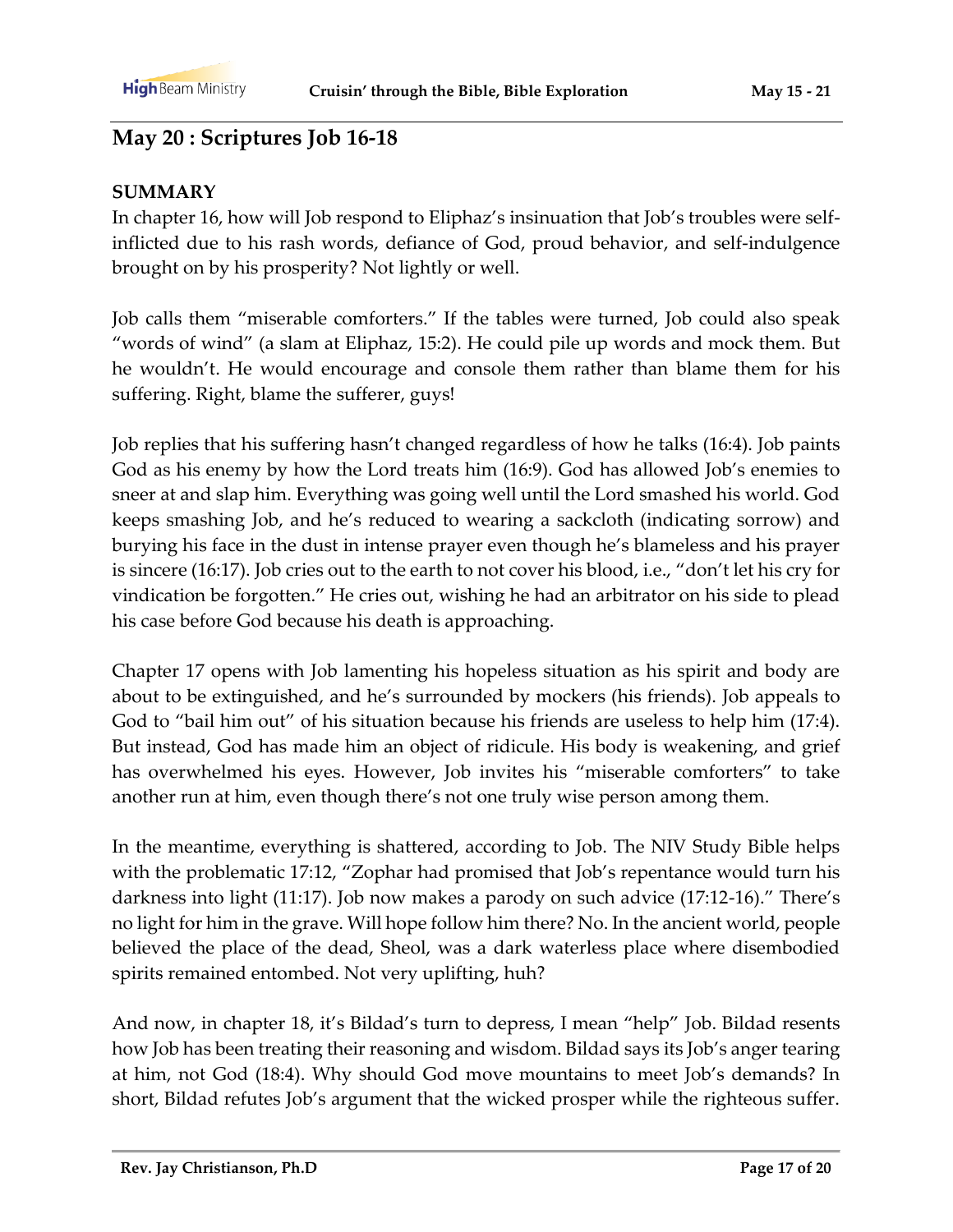## May 20 : Scriptures Job 16-18

**SUMMARY**

In chapter 16, how will Job respond to Eliphaz's insinuation that Job's troubles were self-inflicted due to his rash words, defiance of God, proud behavior, and self-indulgence brought on by his prosperity? Not lightly or well.

Job calls them "miserable comforters." If the tables were turned, Job could also speak "words of wind" (a slam at Eliphaz, 15:2). He could pile up words and mock them. But he wouldn't. He would encourage and console them rather than blame them for his suffering. Right, blame the sufferer, guys!

Job replies that his suffering hasn't changed regardless of how he talks (16:4). Job paints God as his enemy by how the Lord treats him (16:9). God has allowed Job's enemies to sneer at and slap him. Everything was going well until the Lord smashed his world. God keeps smashing Job, and he's reduced to wearing a sackcloth (indicating sorrow) and burying his face in the dust in intense prayer even though he's blameless and his prayer is sincere (16:17). Job cries out to the earth to not cover his blood, i.e., "don't let his cry for vindication be forgotten." He cries out, wishing he had an arbitrator on his side to plead his case before God because his death is approaching.

Chapter 17 opens with Job lamenting his hopeless situation as his spirit and body are about to be extinguished, and he's surrounded by mockers (his friends). Job appeals to God to "bail him out" of his situation because his friends are useless to help him (17:4). But instead, God has made him an object of ridicule. His body is weakening, and grief has overwhelmed his eyes. However, Job invites his "miserable comforters" to take another run at him, even though there's not one truly wise person among them.

In the meantime, everything is shattered, according to Job. The NIV Study Bible helps with the problematic 17:12, "Zophar had promised that Job's repentance would turn his darkness into light (11:17). Job now makes a parody on such advice (17:12-16)." There's no light for him in the grave. Will hope follow him there? No. In the ancient world, people believed the place of the dead, Sheol, was a dark waterless place where disembodied spirits remained entombed. Not very uplifting, huh?

And now, in chapter 18, it's Bildad's turn to depress, I mean "help" Job. Bildad resents how Job has been treating their reasoning and wisdom. Bildad says its Job's anger tearing at him, not God (18:4). Why should God move mountains to meet Job's demands? In short, Bildad refutes Job's argument that the wicked prosper while the righteous suffer.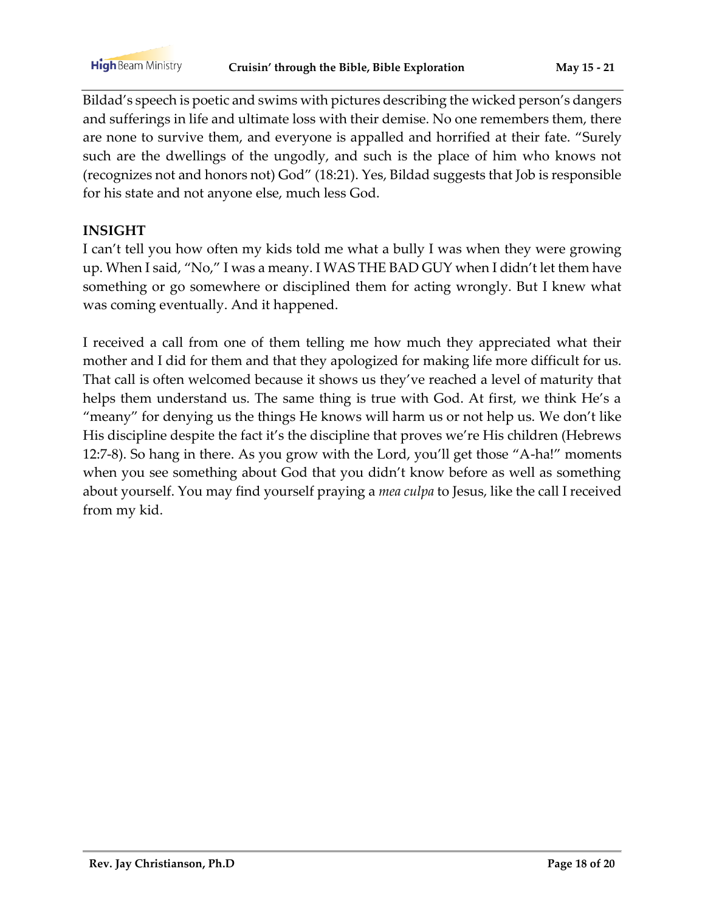Bildad's speech is poetic and swims with pictures describing the wicked person's dangers and sufferings in life and ultimate loss with their demise. No one remembers them, there are none to survive them, and everyone is appalled and horrified at their fate. "Surely such are the dwellings of the ungodly, and such is the place of him who knows not (recognizes not and honors not) God" (18:21). Yes, Bildad suggests that Job is responsible for his state and not anyone else, much less God.

**INSIGHT**

I can't tell you how often my kids told me what a bully I was when they were growing up. When I said, "No," I was a meany. I WAS THE BAD GUY when I didn't let them have something or go somewhere or disciplined them for acting wrongly. But I knew what was coming eventually. And it happened.

I received a call from one of them telling me how much they appreciated what their mother and I did for them and that they apologized for making life more difficult for us. That call is often welcomed because it shows us they've reached a level of maturity that helps them understand us. The same thing is true with God. At first, we think He's a "meany" for denying us the things He knows will harm us or not help us. We don't like His discipline despite the fact it's the discipline that proves we're His children (Hebrews 12:7-8). So hang in there. As you grow with the Lord, you'll get those "A-ha!" moments when you see something about God that you didn't know before as well as something about yourself. You may find yourself praying a *mea culpa* to Jesus, like the call I received from my kid.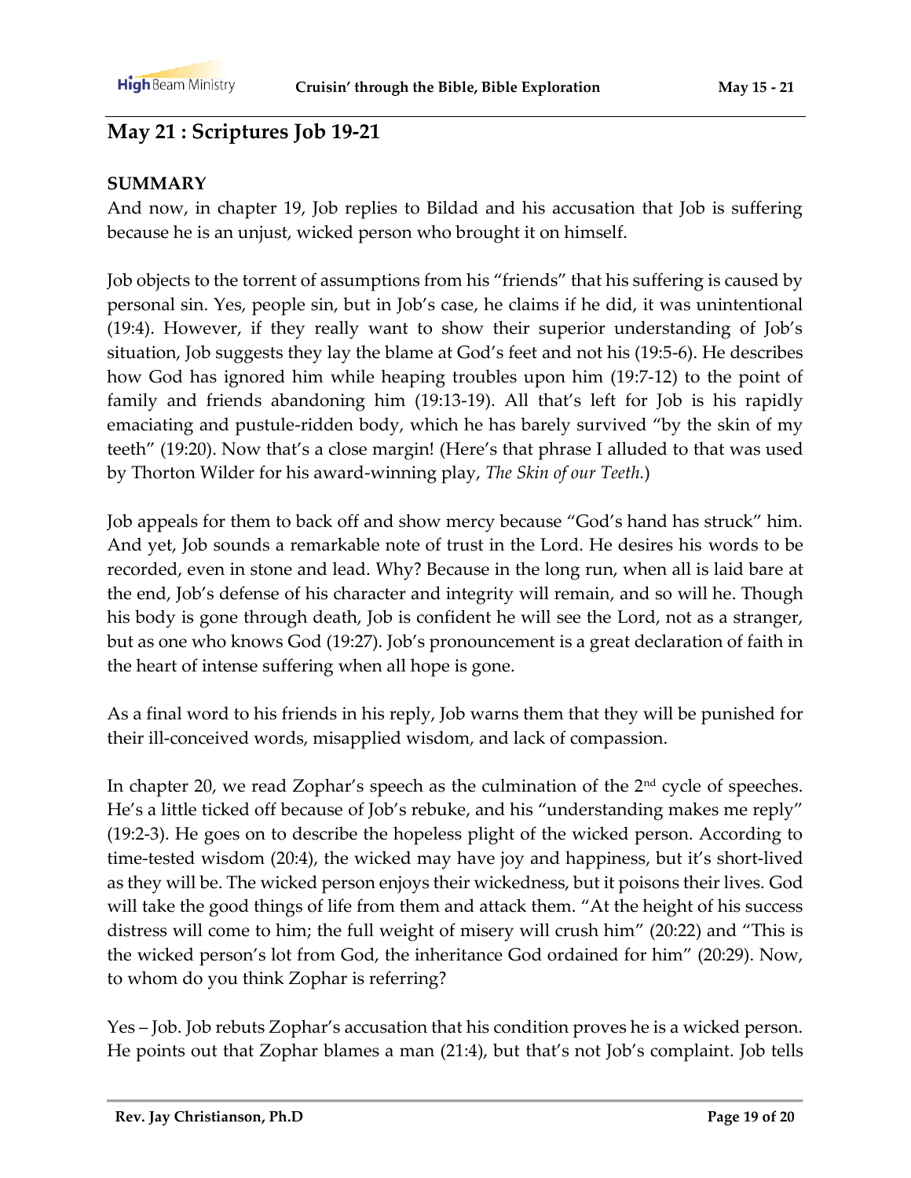## May 21 : Scriptures Job 19-21

**SUMMARY**

And now, in chapter 19, Job replies to Bildad and his accusation that Job is suffering because he is an unjust, wicked person who brought it on himself.

Job objects to the torrent of assumptions from his "friends" that his suffering is caused by personal sin. Yes, people sin, but in Job's case, he claims if he did, it was unintentional (19:4). However, if they really want to show their superior understanding of Job's situation, Job suggests they lay the blame at God's feet and not his (19:5-6). He describes how God has ignored him while heaping troubles upon him (19:7-12) to the point of family and friends abandoning him (19:13-19). All that's left for Job is his rapidly emaciating and pustule-ridden body, which he has barely survived "by the skin of my teeth" (19:20). Now that's a close margin! (Here's that phrase I alluded to that was used by Thorton Wilder for his award-winning play, *The Skin of our Teeth.*)

Job appeals for them to back off and show mercy because "God's hand has struck" him. And yet, Job sounds a remarkable note of trust in the Lord. He desires his words to be recorded, even in stone and lead. Why? Because in the long run, when all is laid bare at the end, Job's defense of his character and integrity will remain, and so will he. Though his body is gone through death, Job is confident he will see the Lord, not as a stranger, but as one who knows God (19:27). Job's pronouncement is a great declaration of faith in the heart of intense suffering when all hope is gone.

As a final word to his friends in his reply, Job warns them that they will be punished for their ill-conceived words, misapplied wisdom, and lack of compassion.

In chapter 20, we read Zophar's speech as the culmination of the 2nd cycle of speeches. He's a little ticked off because of Job's rebuke, and his "understanding makes me reply" (19:2-3). He goes on to describe the hopeless plight of the wicked person. According to time-tested wisdom (20:4), the wicked may have joy and happiness, but it's short-lived as they will be. The wicked person enjoys their wickedness, but it poisons their lives. God will take the good things of life from them and attack them. "At the height of his success distress will come to him; the full weight of misery will crush him" (20:22) and "This is the wicked person's lot from God, the inheritance God ordained for him" (20:29). Now, to whom do you think Zophar is referring?

Yes – Job. Job rebuts Zophar's accusation that his condition proves he is a wicked person. He points out that Zophar blames a man (21:4), but that's not Job's complaint. Job tells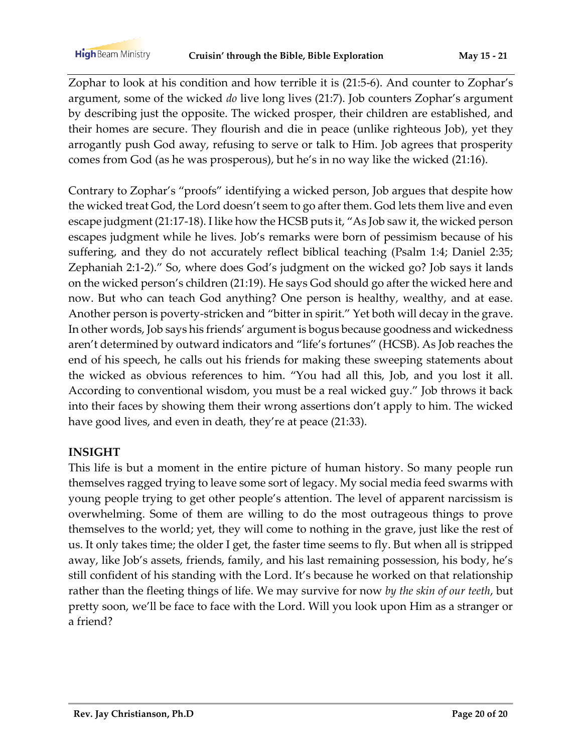Zophar to look at his condition and how terrible it is (21:5-6). And counter to Zophar's argument, some of the wicked *do* live long lives (21:7). Job counters Zophar's argument by describing just the opposite. The wicked prosper, their children are established, and their homes are secure. They flourish and die in peace (unlike righteous Job), yet they arrogantly push God away, refusing to serve or talk to Him. Job agrees that prosperity comes from God (as he was prosperous), but he's in no way like the wicked (21:16).

Contrary to Zophar's "proofs" identifying a wicked person, Job argues that despite how the wicked treat God, the Lord doesn't seem to go after them. God lets them live and even escape judgment (21:17-18). I like how the HCSB puts it, "As Job saw it, the wicked person escapes judgment while he lives. Job's remarks were born of pessimism because of his suffering, and they do not accurately reflect biblical teaching (Psalm 1:4; Daniel 2:35; Zephaniah 2:1-2)." So, where does God's judgment on the wicked go? Job says it lands on the wicked person's children (21:19). He says God should go after the wicked here and now. But who can teach God anything? One person is healthy, wealthy, and at ease. Another person is poverty-stricken and "bitter in spirit." Yet both will decay in the grave. In other words, Job says his friends' argument is bogus because goodness and wickedness aren't determined by outward indicators and "life's fortunes" (HCSB). As Job reaches the end of his speech, he calls out his friends for making these sweeping statements about the wicked as obvious references to him. "You had all this, Job, and you lost it all. According to conventional wisdom, you must be a real wicked guy." Job throws it back into their faces by showing them their wrong assertions don't apply to him. The wicked have good lives, and even in death, they're at peace (21:33).

**INSIGHT**

This life is but a moment in the entire picture of human history. So many people run themselves ragged trying to leave some sort of legacy. My social media feed swarms with young people trying to get other people's attention. The level of apparent narcissism is overwhelming. Some of them are willing to do the most outrageous things to prove themselves to the world; yet, they will come to nothing in the grave, just like the rest of us. It only takes time; the older I get, the faster time seems to fly. But when all is stripped away, like Job's assets, friends, family, and his last remaining possession, his body, he's still confident of his standing with the Lord. It's because he worked on that relationship rather than the fleeting things of life. We may survive for now *by the skin of our teeth*, but pretty soon, we'll be face to face with the Lord. Will you look upon Him as a stranger or a friend?